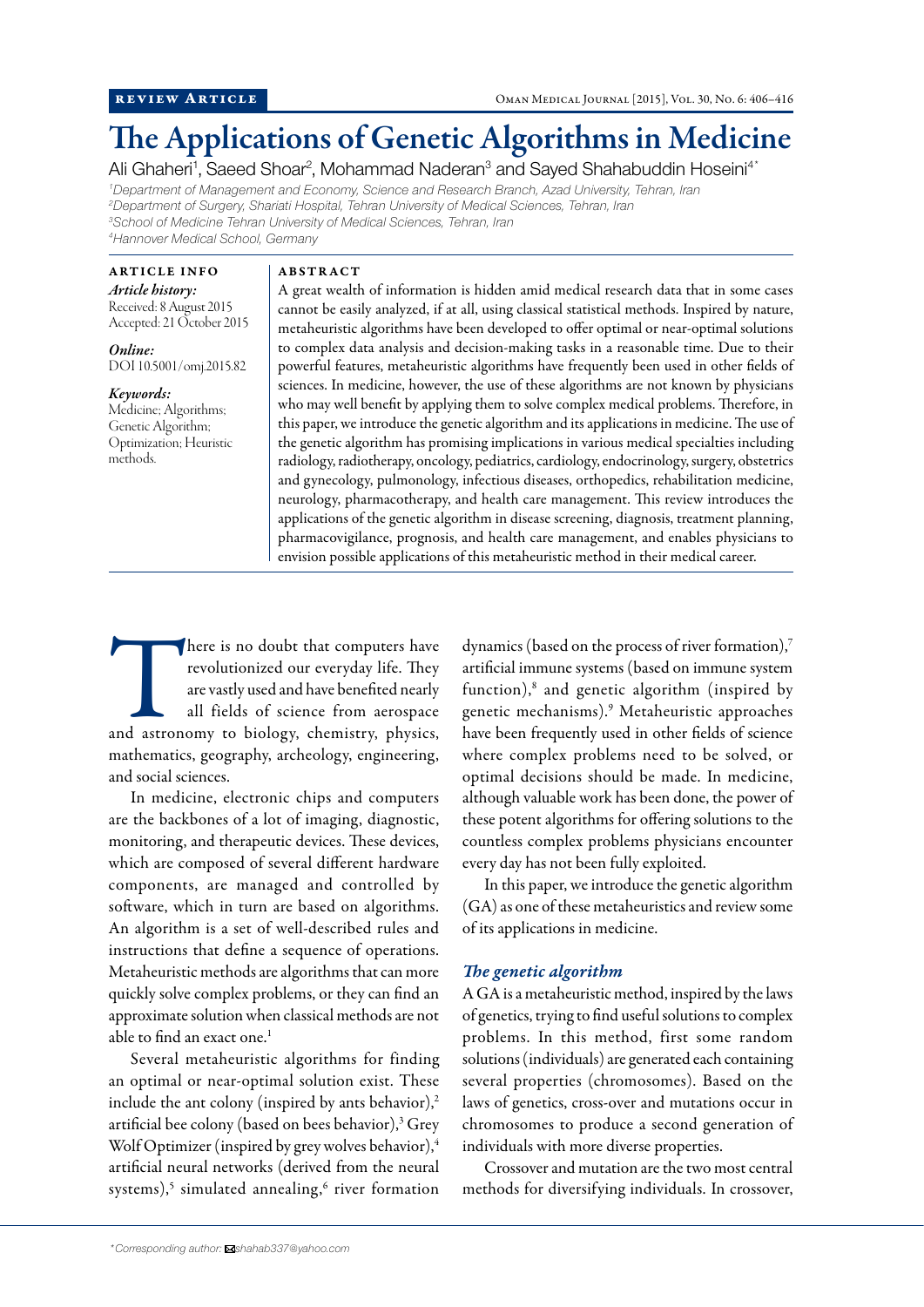REVIEW ARTICLE

# The Applications of Genetic Algorithms in Medicine

Ali Ghaheri[1], Saeed Shoar[2], Mohammad Naderan[3] and Sayed Shahabuddin Hoseini[4*]

[1]Department of Management and Economy, Science and Research Branch, Azad University, Tehran, Iran
[2]Department of Surgery, Shariati Hospital, Tehran University of Medical Sciences, Tehran, Iran
[3]School of Medicine Tehran University of Medical Sciences, Tehran, Iran
[4]Hannover Medical School, Germany

**ARTICLE INFO**

*Article history:*
Received: 8 August 2015
Accepted: 21 October 2015

*Online:*
DOI 10.5001/omj.2015.82

*Keywords:*
Medicine; Algorithms; Genetic Algorithm; Optimization; Heuristic methods.

**ABSTRACT**

A great wealth of information is hidden amid medical research data that in some cases cannot be easily analyzed, if at all, using classical statistical methods. Inspired by nature, metaheuristic algorithms have been developed to offer optimal or near-optimal solutions to complex data analysis and decision-making tasks in a reasonable time. Due to their powerful features, metaheuristic algorithms have frequently been used in other fields of sciences. In medicine, however, the use of these algorithms are not known by physicians who may well benefit by applying them to solve complex medical problems. Therefore, in this paper, we introduce the genetic algorithm and its applications in medicine. The use of the genetic algorithm has promising implications in various medical specialties including radiology, radiotherapy, oncology, pediatrics, cardiology, endocrinology, surgery, obstetrics and gynecology, pulmonology, infectious diseases, orthopedics, rehabilitation medicine, neurology, pharmacotherapy, and health care management. This review introduces the applications of the genetic algorithm in disease screening, diagnosis, treatment planning, pharmacovigilance, prognosis, and health care management, and enables physicians to envision possible applications of this metaheuristic method in their medical career.

There is no doubt that computers have revolutionized our everyday life. They are vastly used and have benefited nearly all fields of science from aerospace and astronomy to biology, chemistry, physics, mathematics, geography, archeology, engineering, and social sciences.

In medicine, electronic chips and computers are the backbones of a lot of imaging, diagnostic, monitoring, and therapeutic devices. These devices, which are composed of several different hardware components, are managed and controlled by software, which in turn are based on algorithms. An algorithm is a set of well-described rules and instructions that define a sequence of operations. Metaheuristic methods are algorithms that can more quickly solve complex problems, or they can find an approximate solution when classical methods are not able to find an exact one.[1]

Several metaheuristic algorithms for finding an optimal or near-optimal solution exist. These include the ant colony (inspired by ants behavior),[2] artificial bee colony (based on bees behavior),[3] Grey Wolf Optimizer (inspired by grey wolves behavior),[4] artificial neural networks (derived from the neural systems),[5] simulated annealing,[6] river formation dynamics (based on the process of river formation),[7] artificial immune systems (based on immune system function),[8] and genetic algorithm (inspired by genetic mechanisms).[9] Metaheuristic approaches have been frequently used in other fields of science where complex problems need to be solved, or optimal decisions should be made. In medicine, although valuable work has been done, the power of these potent algorithms for offering solutions to the countless complex problems physicians encounter every day has not been fully exploited.

In this paper, we introduce the genetic algorithm (GA) as one of these metaheuristics and review some of its applications in medicine.

## *The genetic algorithm*

A GA is a metaheuristic method, inspired by the laws of genetics, trying to find useful solutions to complex problems. In this method, first some random solutions (individuals) are generated each containing several properties (chromosomes). Based on the laws of genetics, cross-over and mutations occur in chromosomes to produce a second generation of individuals with more diverse properties.

Crossover and mutation are the two most central methods for diversifying individuals. In crossover,

*Corresponding author: shahab337@yahoo.com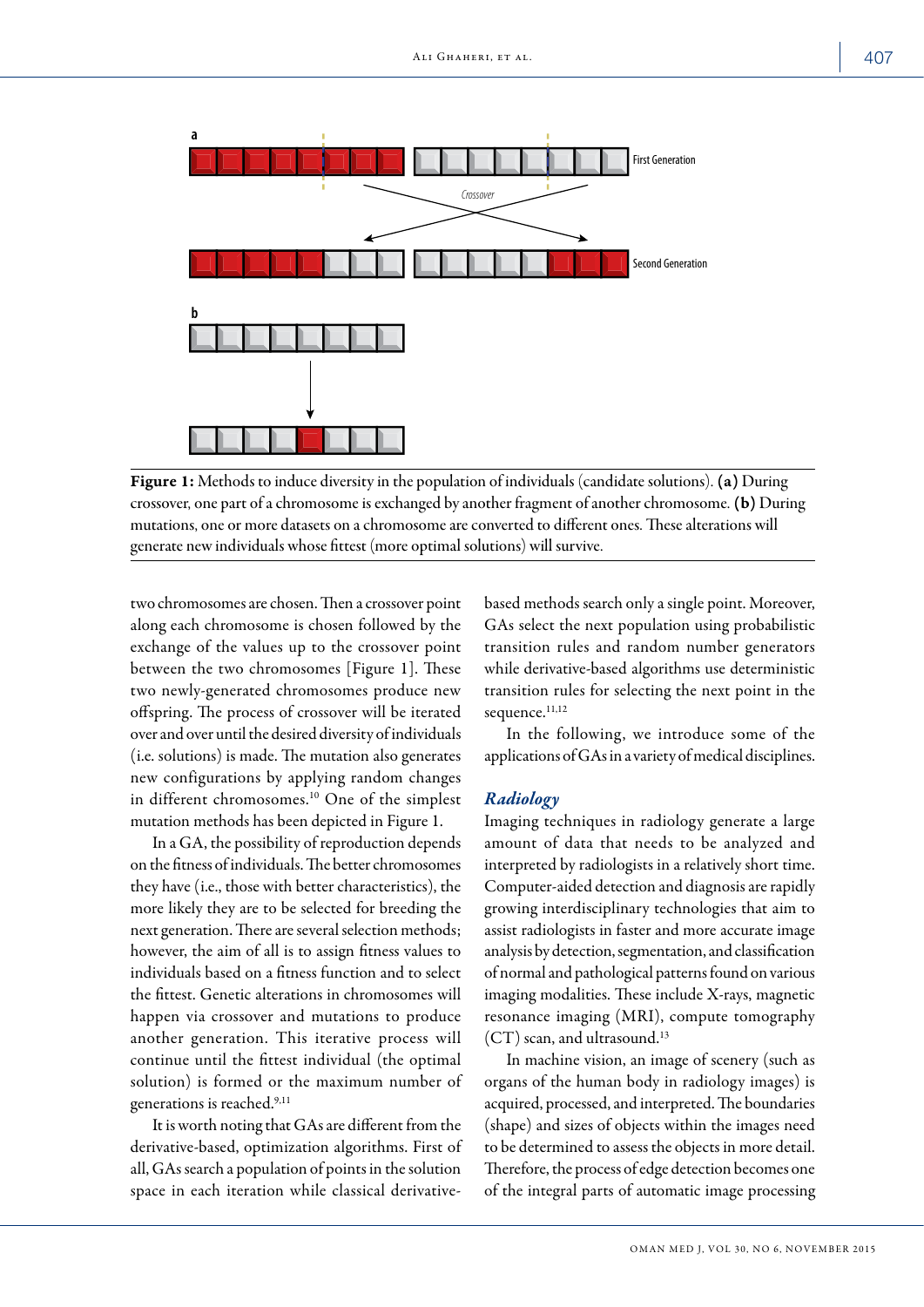Figure 1: Methods to induce diversity in the population of individuals (candidate solutions). **(a)** During crossover, one part of a chromosome is exchanged by another fragment of another chromosome. **(b)** During mutations, one or more datasets on a chromosome are converted to different ones. These alterations will generate new individuals whose fittest (more optimal solutions) will survive.

two chromosomes are chosen. Then a crossover point along each chromosome is chosen followed by the exchange of the values up to the crossover point between the two chromosomes [Figure 1]. These two newly-generated chromosomes produce new offspring. The process of crossover will be iterated over and over until the desired diversity of individuals (i.e. solutions) is made. The mutation also generates new configurations by applying random changes in different chromosomes.[10] One of the simplest mutation methods has been depicted in Figure 1.

In a GA, the possibility of reproduction depends on the fitness of individuals. The better chromosomes they have (i.e., those with better characteristics), the more likely they are to be selected for breeding the next generation. There are several selection methods; however, the aim of all is to assign fitness values to individuals based on a fitness function and to select the fittest. Genetic alterations in chromosomes will happen via crossover and mutations to produce another generation. This iterative process will continue until the fittest individual (the optimal solution) is formed or the maximum number of generations is reached.[9,11]

It is worth noting that GAs are different from the derivative-based, optimization algorithms. First of all, GAs search a population of points in the solution space in each iteration while classical derivative-based methods search only a single point. Moreover, GAs select the next population using probabilistic transition rules and random number generators while derivative-based algorithms use deterministic transition rules for selecting the next point in the sequence.[11,12]

In the following, we introduce some of the applications of GAs in a variety of medical disciplines.

## *Radiology*

Imaging techniques in radiology generate a large amount of data that needs to be analyzed and interpreted by radiologists in a relatively short time. Computer-aided detection and diagnosis are rapidly growing interdisciplinary technologies that aim to assist radiologists in faster and more accurate image analysis by detection, segmentation, and classification of normal and pathological patterns found on various imaging modalities. These include X-rays, magnetic resonance imaging (MRI), compute tomography (CT) scan, and ultrasound.[13]

In machine vision, an image of scenery (such as organs of the human body in radiology images) is acquired, processed, and interpreted. The boundaries (shape) and sizes of objects within the images need to be determined to assess the objects in more detail. Therefore, the process of edge detection becomes one of the integral parts of automatic image processing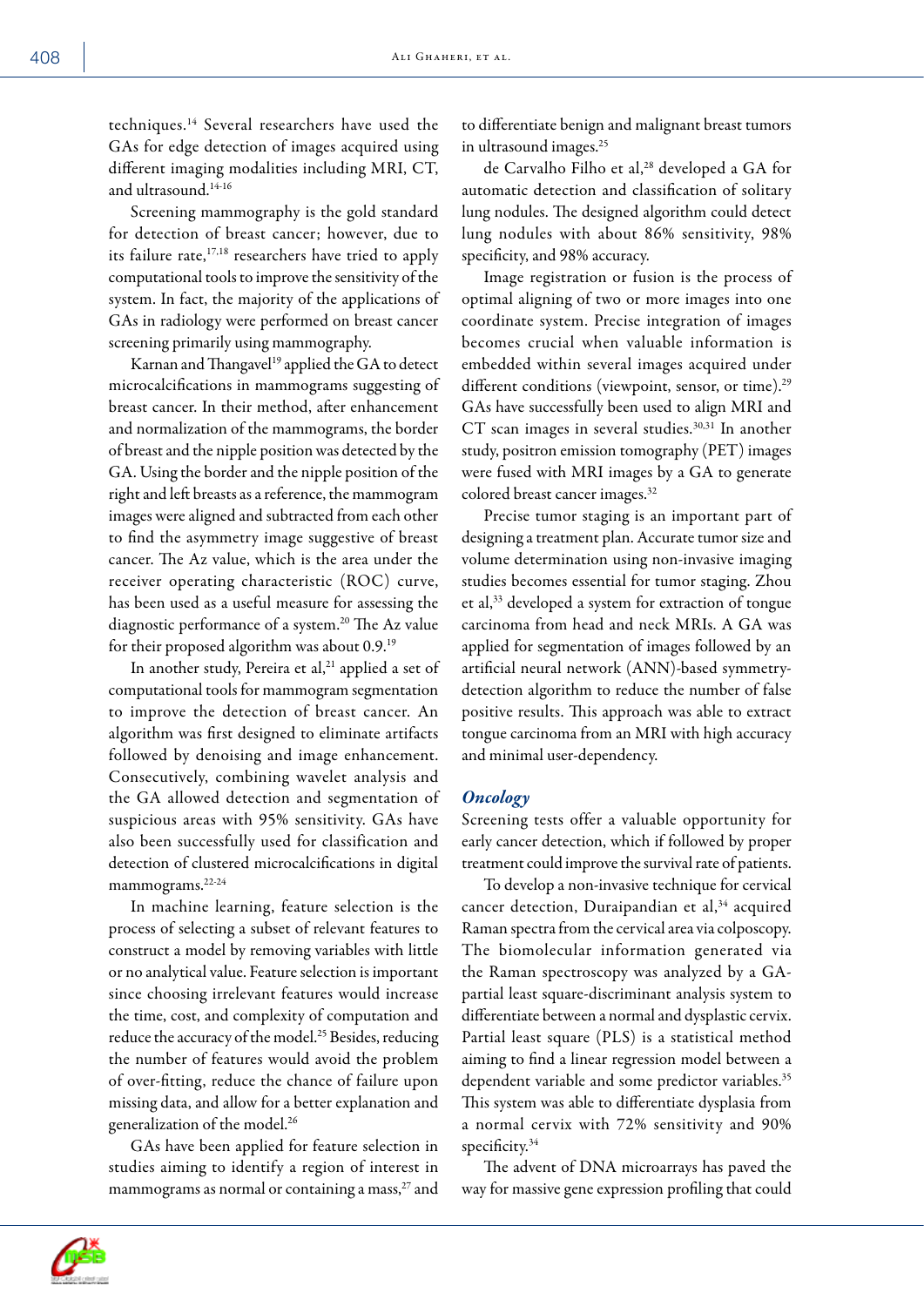techniques.[14] Several researchers have used the GAs for edge detection of images acquired using different imaging modalities including MRI, CT, and ultrasound.[14-16]

Screening mammography is the gold standard for detection of breast cancer; however, due to its failure rate,[17,18] researchers have tried to apply computational tools to improve the sensitivity of the system. In fact, the majority of the applications of GAs in radiology were performed on breast cancer screening primarily using mammography.

Karnan and Thangavel[19] applied the GA to detect microcalcifications in mammograms suggesting of breast cancer. In their method, after enhancement and normalization of the mammograms, the border of breast and the nipple position was detected by the GA. Using the border and the nipple position of the right and left breasts as a reference, the mammogram images were aligned and subtracted from each other to find the asymmetry image suggestive of breast cancer. The Az value, which is the area under the receiver operating characteristic (ROC) curve, has been used as a useful measure for assessing the diagnostic performance of a system.[20] The Az value for their proposed algorithm was about 0.9.[19]

In another study, Pereira et al,[21] applied a set of computational tools for mammogram segmentation to improve the detection of breast cancer. An algorithm was first designed to eliminate artifacts followed by denoising and image enhancement. Consecutively, combining wavelet analysis and the GA allowed detection and segmentation of suspicious areas with 95% sensitivity. GAs have also been successfully used for classification and detection of clustered microcalcifications in digital mammograms.[22-24]

In machine learning, feature selection is the process of selecting a subset of relevant features to construct a model by removing variables with little or no analytical value. Feature selection is important since choosing irrelevant features would increase the time, cost, and complexity of computation and reduce the accuracy of the model.[25] Besides, reducing the number of features would avoid the problem of over-fitting, reduce the chance of failure upon missing data, and allow for a better explanation and generalization of the model.[26]

GAs have been applied for feature selection in studies aiming to identify a region of interest in mammograms as normal or containing a mass,[27] and to differentiate benign and malignant breast tumors in ultrasound images.[25]

de Carvalho Filho et al,[28] developed a GA for automatic detection and classification of solitary lung nodules. The designed algorithm could detect lung nodules with about 86% sensitivity, 98% specificity, and 98% accuracy.

Image registration or fusion is the process of optimal aligning of two or more images into one coordinate system. Precise integration of images becomes crucial when valuable information is embedded within several images acquired under different conditions (viewpoint, sensor, or time).[29] GAs have successfully been used to align MRI and CT scan images in several studies.[30,31] In another study, positron emission tomography (PET) images were fused with MRI images by a GA to generate colored breast cancer images.[32]

Precise tumor staging is an important part of designing a treatment plan. Accurate tumor size and volume determination using non-invasive imaging studies becomes essential for tumor staging. Zhou et al,[33] developed a system for extraction of tongue carcinoma from head and neck MRIs. A GA was applied for segmentation of images followed by an artificial neural network (ANN)-based symmetry-detection algorithm to reduce the number of false positive results. This approach was able to extract tongue carcinoma from an MRI with high accuracy and minimal user-dependency.

### *Oncology*

Screening tests offer a valuable opportunity for early cancer detection, which if followed by proper treatment could improve the survival rate of patients.

To develop a non-invasive technique for cervical cancer detection, Duraipandian et al,[34] acquired Raman spectra from the cervical area via colposcopy. The biomolecular information generated via the Raman spectroscopy was analyzed by a GA-partial least square-discriminant analysis system to differentiate between a normal and dysplastic cervix. Partial least square (PLS) is a statistical method aiming to find a linear regression model between a dependent variable and some predictor variables.[35] This system was able to differentiate dysplasia from a normal cervix with 72% sensitivity and 90% specificity.[34]

The advent of DNA microarrays has paved the way for massive gene expression profiling that could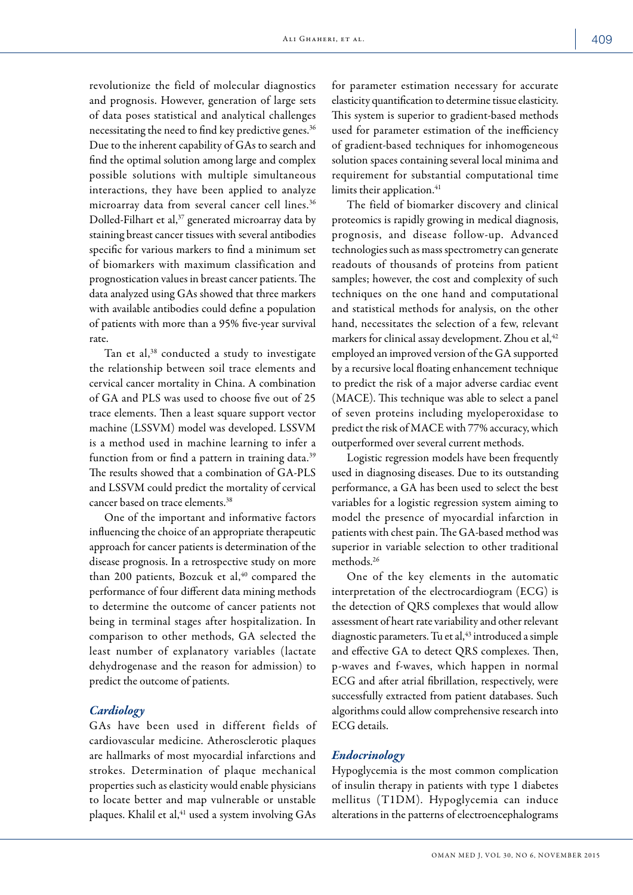revolutionize the field of molecular diagnostics and prognosis. However, generation of large sets of data poses statistical and analytical challenges necessitating the need to find key predictive genes.[36] Due to the inherent capability of GAs to search and find the optimal solution among large and complex possible solutions with multiple simultaneous interactions, they have been applied to analyze microarray data from several cancer cell lines.[36] Dolled-Filhart et al,[37] generated microarray data by staining breast cancer tissues with several antibodies specific for various markers to find a minimum set of biomarkers with maximum classification and prognostication values in breast cancer patients. The data analyzed using GAs showed that three markers with available antibodies could define a population of patients with more than a 95% five-year survival rate.

Tan et al,[38] conducted a study to investigate the relationship between soil trace elements and cervical cancer mortality in China. A combination of GA and PLS was used to choose five out of 25 trace elements. Then a least square support vector machine (LSSVM) model was developed. LSSVM is a method used in machine learning to infer a function from or find a pattern in training data.[39] The results showed that a combination of GA-PLS and LSSVM could predict the mortality of cervical cancer based on trace elements.[38]

One of the important and informative factors influencing the choice of an appropriate therapeutic approach for cancer patients is determination of the disease prognosis. In a retrospective study on more than 200 patients, Bozcuk et al,[40] compared the performance of four different data mining methods to determine the outcome of cancer patients not being in terminal stages after hospitalization. In comparison to other methods, GA selected the least number of explanatory variables (lactate dehydrogenase and the reason for admission) to predict the outcome of patients.

### *Cardiology*

GAs have been used in different fields of cardiovascular medicine. Atherosclerotic plaques are hallmarks of most myocardial infarctions and strokes. Determination of plaque mechanical properties such as elasticity would enable physicians to locate better and map vulnerable or unstable plaques. Khalil et al,[41] used a system involving GAs for parameter estimation necessary for accurate elasticity quantification to determine tissue elasticity. This system is superior to gradient-based methods used for parameter estimation of the inefficiency of gradient-based techniques for inhomogeneous solution spaces containing several local minima and requirement for substantial computational time limits their application.[41]

The field of biomarker discovery and clinical proteomics is rapidly growing in medical diagnosis, prognosis, and disease follow-up. Advanced technologies such as mass spectrometry can generate readouts of thousands of proteins from patient samples; however, the cost and complexity of such techniques on the one hand and computational and statistical methods for analysis, on the other hand, necessitates the selection of a few, relevant markers for clinical assay development. Zhou et al,[42] employed an improved version of the GA supported by a recursive local floating enhancement technique to predict the risk of a major adverse cardiac event (MACE). This technique was able to select a panel of seven proteins including myeloperoxidase to predict the risk of MACE with 77% accuracy, which outperformed over several current methods.

Logistic regression models have been frequently used in diagnosing diseases. Due to its outstanding performance, a GA has been used to select the best variables for a logistic regression system aiming to model the presence of myocardial infarction in patients with chest pain. The GA-based method was superior in variable selection to other traditional methods.[26]

One of the key elements in the automatic interpretation of the electrocardiogram (ECG) is the detection of QRS complexes that would allow assessment of heart rate variability and other relevant diagnostic parameters. Tu et al,[43] introduced a simple and effective GA to detect QRS complexes. Then, p-waves and f-waves, which happen in normal ECG and after atrial fibrillation, respectively, were successfully extracted from patient databases. Such algorithms could allow comprehensive research into ECG details.

### *Endocrinology*

Hypoglycemia is the most common complication of insulin therapy in patients with type 1 diabetes mellitus (T1DM). Hypoglycemia can induce alterations in the patterns of electroencephalograms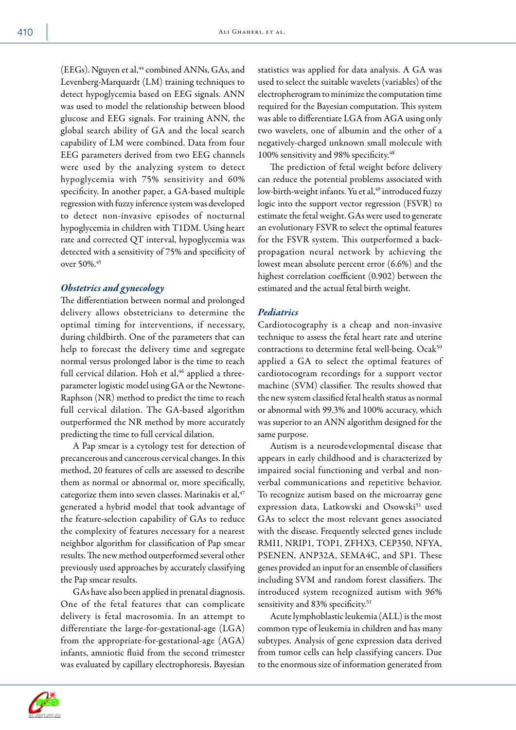(EEGs). Nguyen et al,[44] combined ANNs, GAs, and Levenberg-Marquardt (LM) training techniques to detect hypoglycemia based on EEG signals. ANN was used to model the relationship between blood glucose and EEG signals. For training ANN, the global search ability of GA and the local search capability of LM were combined. Data from four EEG parameters derived from two EEG channels were used by the analyzing system to detect hypoglycemia with 75% sensitivity and 60% specificity. In another paper, a GA-based multiple regression with fuzzy inference system was developed to detect non-invasive episodes of nocturnal hypoglycemia in children with T1DM. Using heart rate and corrected QT interval, hypoglycemia was detected with a sensitivity of 75% and specificity of over 50%.[45]

### *Obstetrics and gynecology*

The differentiation between normal and prolonged delivery allows obstetricians to determine the optimal timing for interventions, if necessary, during childbirth. One of the parameters that can help to forecast the delivery time and segregate normal versus prolonged labor is the time to reach full cervical dilation. Hoh et al,[46] applied a three-parameter logistic model using GA or the Newtone-Raphson (NR) method to predict the time to reach full cervical dilation. The GA-based algorithm outperformed the NR method by more accurately predicting the time to full cervical dilation.

A Pap smear is a cytology test for detection of precancerous and cancerous cervical changes. In this method, 20 features of cells are assessed to describe them as normal or abnormal or, more specifically, categorize them into seven classes. Marinakis et al,[47] generated a hybrid model that took advantage of the feature-selection capability of GAs to reduce the complexity of features necessary for a nearest neighbor algorithm for classification of Pap smear results. The new method outperformed several other previously used approaches by accurately classifying the Pap smear results.

GAs have also been applied in prenatal diagnosis. One of the fetal features that can complicate delivery is fetal macrosomia. In an attempt to differentiate the large-for-gestational-age (LGA) from the appropriate-for-gestational-age (AGA) infants, amniotic fluid from the second trimester was evaluated by capillary electrophoresis. Bayesian statistics was applied for data analysis. A GA was used to select the suitable wavelets (variables) of the electropherogram to minimize the computation time required for the Bayesian computation. This system was able to differentiate LGA from AGA using only two wavelets, one of albumin and the other of a negatively-charged unknown small molecule with 100% sensitivity and 98% specificity.[48]

The prediction of fetal weight before delivery can reduce the potential problems associated with low-birth-weight infants. Yu et al,[49] introduced fuzzy logic into the support vector regression (FSVR) to estimate the fetal weight. GAs were used to generate an evolutionary FSVR to select the optimal features for the FSVR system. This outperformed a back-propagation neural network by achieving the lowest mean absolute percent error (6.6%) and the highest correlation coefficient (0.902) between the estimated and the actual fetal birth weight.

### *Pediatrics*

Cardiotocography is a cheap and non-invasive technique to assess the fetal heart rate and uterine contractions to determine fetal well-being. Ocak[50] applied a GA to select the optimal features of cardiotocogram recordings for a support vector machine (SVM) classifier. The results showed that the new system classified fetal health status as normal or abnormal with 99.3% and 100% accuracy, which was superior to an ANN algorithm designed for the same purpose.

Autism is a neurodevelopmental disease that appears in early childhood and is characterized by impaired social functioning and verbal and non-verbal communications and repetitive behavior. To recognize autism based on the microarray gene expression data, Latkowski and Osowski[51] used GAs to select the most relevant genes associated with the disease. Frequently selected genes include RMI1, NRIP1, TOP1, ZFHX3, CEP350, NFYA, PSENEN, ANP32A, SEMA4C, and SP1. These genes provided an input for an ensemble of classifiers including SVM and random forest classifiers. The introduced system recognized autism with 96% sensitivity and 83% specificity.[51]

Acute lymphoblastic leukemia (ALL) is the most common type of leukemia in children and has many subtypes. Analysis of gene expression data derived from tumor cells can help classifying cancers. Due to the enormous size of information generated from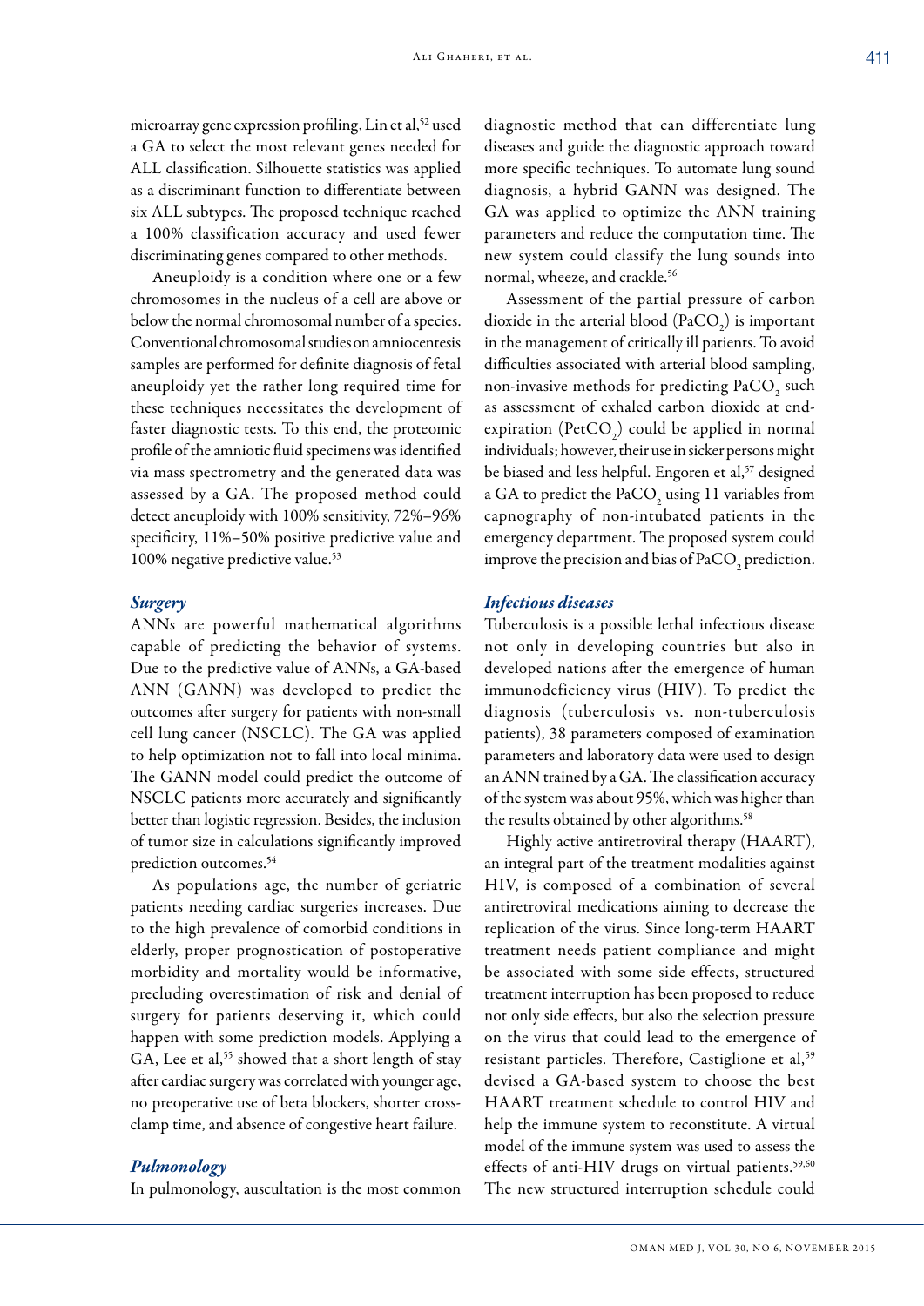microarray gene expression profiling, Lin et al,[52] used a GA to select the most relevant genes needed for ALL classification. Silhouette statistics was applied as a discriminant function to differentiate between six ALL subtypes. The proposed technique reached a 100% classification accuracy and used fewer discriminating genes compared to other methods.

Aneuploidy is a condition where one or a few chromosomes in the nucleus of a cell are above or below the normal chromosomal number of a species. Conventional chromosomal studies on amniocentesis samples are performed for definite diagnosis of fetal aneuploidy yet the rather long required time for these techniques necessitates the development of faster diagnostic tests. To this end, the proteomic profile of the amniotic fluid specimens was identified via mass spectrometry and the generated data was assessed by a GA. The proposed method could detect aneuploidy with 100% sensitivity, 72%–96% specificity, 11%–50% positive predictive value and 100% negative predictive value.[53]

### *Surgery*

ANNs are powerful mathematical algorithms capable of predicting the behavior of systems. Due to the predictive value of ANNs, a GA-based ANN (GANN) was developed to predict the outcomes after surgery for patients with non-small cell lung cancer (NSCLC). The GA was applied to help optimization not to fall into local minima. The GANN model could predict the outcome of NSCLC patients more accurately and significantly better than logistic regression. Besides, the inclusion of tumor size in calculations significantly improved prediction outcomes.[54]

As populations age, the number of geriatric patients needing cardiac surgeries increases. Due to the high prevalence of comorbid conditions in elderly, proper prognostication of postoperative morbidity and mortality would be informative, precluding overestimation of risk and denial of surgery for patients deserving it, which could happen with some prediction models. Applying a GA, Lee et al,[55] showed that a short length of stay after cardiac surgery was correlated with younger age, no preoperative use of beta blockers, shorter cross-clamp time, and absence of congestive heart failure.

### *Pulmonology*

In pulmonology, auscultation is the most common diagnostic method that can differentiate lung diseases and guide the diagnostic approach toward more specific techniques. To automate lung sound diagnosis, a hybrid GANN was designed. The GA was applied to optimize the ANN training parameters and reduce the computation time. The new system could classify the lung sounds into normal, wheeze, and crackle.[56]

Assessment of the partial pressure of carbon dioxide in the arterial blood ($PaCO_2$) is important in the management of critically ill patients. To avoid difficulties associated with arterial blood sampling, non-invasive methods for predicting $PaCO_2$ such as assessment of exhaled carbon dioxide at end-expiration ($PetCO_2$) could be applied in normal individuals; however, their use in sicker persons might be biased and less helpful. Engoren et al,[57] designed a GA to predict the $PaCO_2$ using 11 variables from capnography of non-intubated patients in the emergency department. The proposed system could improve the precision and bias of $PaCO_2$ prediction.

### *Infectious diseases*

Tuberculosis is a possible lethal infectious disease not only in developing countries but also in developed nations after the emergence of human immunodeficiency virus (HIV). To predict the diagnosis (tuberculosis vs. non-tuberculosis patients), 38 parameters composed of examination parameters and laboratory data were used to design an ANN trained by a GA. The classification accuracy of the system was about 95%, which was higher than the results obtained by other algorithms.[58]

Highly active antiretroviral therapy (HAART), an integral part of the treatment modalities against HIV, is composed of a combination of several antiretroviral medications aiming to decrease the replication of the virus. Since long-term HAART treatment needs patient compliance and might be associated with some side effects, structured treatment interruption has been proposed to reduce not only side effects, but also the selection pressure on the virus that could lead to the emergence of resistant particles. Therefore, Castiglione et al,[59] devised a GA-based system to choose the best HAART treatment schedule to control HIV and help the immune system to reconstitute. A virtual model of the immune system was used to assess the effects of anti-HIV drugs on virtual patients.[59,60] The new structured interruption schedule could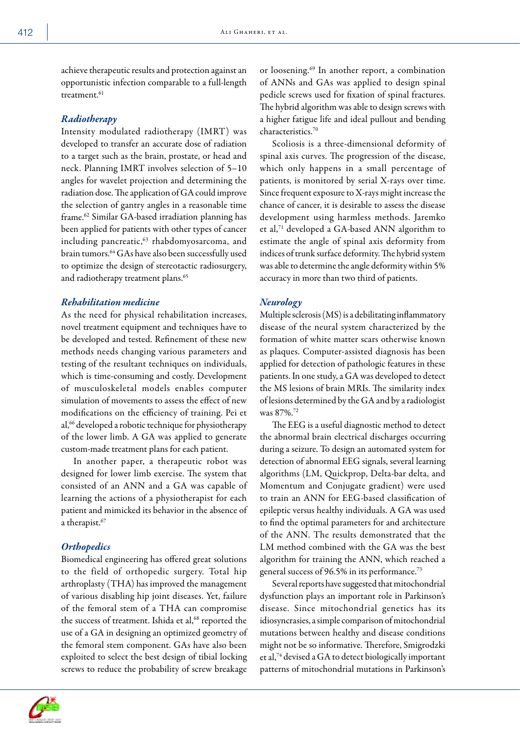achieve therapeutic results and protection against an opportunistic infection comparable to a full-length treatment.[61]

### *Radiotherapy*

Intensity modulated radiotherapy (IMRT) was developed to transfer an accurate dose of radiation to a target such as the brain, prostate, or head and neck. Planning IMRT involves selection of 5–10 angles for wavelet projection and determining the radiation dose. The application of GA could improve the selection of gantry angles in a reasonable time frame.[62] Similar GA-based irradiation planning has been applied for patients with other types of cancer including pancreatic,[63] rhabdomyosarcoma, and brain tumors.[64] GAs have also been successfully used to optimize the design of stereotactic radiosurgery, and radiotherapy treatment plans.[65]

### *Rehabilitation medicine*

As the need for physical rehabilitation increases, novel treatment equipment and techniques have to be developed and tested. Refinement of these new methods needs changing various parameters and testing of the resultant techniques on individuals, which is time-consuming and costly. Development of musculoskeletal models enables computer simulation of movements to assess the effect of new modifications on the efficiency of training. Pei et al,[66] developed a robotic technique for physiotherapy of the lower limb. A GA was applied to generate custom-made treatment plans for each patient.

In another paper, a therapeutic robot was designed for lower limb exercise. The system that consisted of an ANN and a GA was capable of learning the actions of a physiotherapist for each patient and mimicked its behavior in the absence of a therapist.[67]

### *Orthopedics*

Biomedical engineering has offered great solutions to the field of orthopedic surgery. Total hip arthroplasty (THA) has improved the management of various disabling hip joint diseases. Yet, failure of the femoral stem of a THA can compromise the success of treatment. Ishida et al,[68] reported the use of a GA in designing an optimized geometry of the femoral stem component. GAs have also been exploited to select the best design of tibial locking screws to reduce the probability of screw breakage or loosening.[69] In another report, a combination of ANNs and GAs was applied to design spinal pedicle screws used for fixation of spinal fractures. The hybrid algorithm was able to design screws with a higher fatigue life and ideal pullout and bending characteristics.[70]

Scoliosis is a three-dimensional deformity of spinal axis curves. The progression of the disease, which only happens in a small percentage of patients, is monitored by serial X-rays over time. Since frequent exposure to X-rays might increase the chance of cancer, it is desirable to assess the disease development using harmless methods. Jaremko et al,[71] developed a GA-based ANN algorithm to estimate the angle of spinal axis deformity from indices of trunk surface deformity. The hybrid system was able to determine the angle deformity within 5% accuracy in more than two third of patients.

### *Neurology*

Multiple sclerosis (MS) is a debilitating inflammatory disease of the neural system characterized by the formation of white matter scars otherwise known as plaques. Computer-assisted diagnosis has been applied for detection of pathologic features in these patients. In one study, a GA was developed to detect the MS lesions of brain MRIs. The similarity index of lesions determined by the GA and by a radiologist was 87%.[72]

The EEG is a useful diagnostic method to detect the abnormal brain electrical discharges occurring during a seizure. To design an automated system for detection of abnormal EEG signals, several learning algorithms (LM, Quickprop, Delta-bar delta, and Momentum and Conjugate gradient) were used to train an ANN for EEG-based classification of epileptic versus healthy individuals. A GA was used to find the optimal parameters for and architecture of the ANN. The results demonstrated that the LM method combined with the GA was the best algorithm for training the ANN, which reached a general success of 96.5% in its performance.[73]

Several reports have suggested that mitochondrial dysfunction plays an important role in Parkinson's disease. Since mitochondrial genetics has its idiosyncrasies, a simple comparison of mitochondrial mutations between healthy and disease conditions might not be so informative. Therefore, Smigrodzki et al,[74] devised a GA to detect biologically important patterns of mitochondrial mutations in Parkinson's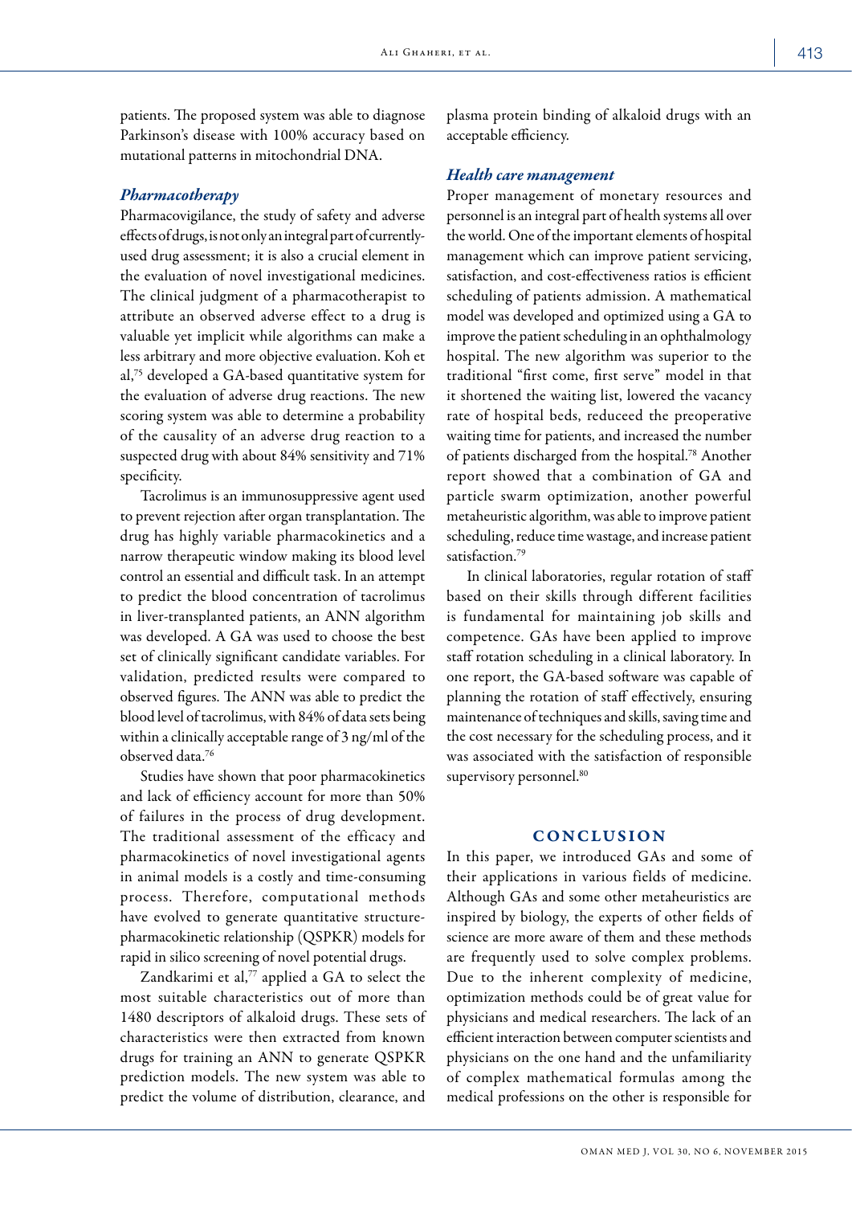patients. The proposed system was able to diagnose Parkinson's disease with 100% accuracy based on mutational patterns in mitochondrial DNA.

### *Pharmacotherapy*

Pharmacovigilance, the study of safety and adverse effects of drugs, is not only an integral part of currently-used drug assessment; it is also a crucial element in the evaluation of novel investigational medicines. The clinical judgment of a pharmacotherapist to attribute an observed adverse effect to a drug is valuable yet implicit while algorithms can make a less arbitrary and more objective evaluation. Koh et al,[75] developed a GA-based quantitative system for the evaluation of adverse drug reactions. The new scoring system was able to determine a probability of the causality of an adverse drug reaction to a suspected drug with about 84% sensitivity and 71% specificity.

Tacrolimus is an immunosuppressive agent used to prevent rejection after organ transplantation. The drug has highly variable pharmacokinetics and a narrow therapeutic window making its blood level control an essential and difficult task. In an attempt to predict the blood concentration of tacrolimus in liver-transplanted patients, an ANN algorithm was developed. A GA was used to choose the best set of clinically significant candidate variables. For validation, predicted results were compared to observed figures. The ANN was able to predict the blood level of tacrolimus, with 84% of data sets being within a clinically acceptable range of 3 ng/ml of the observed data.[76]

Studies have shown that poor pharmacokinetics and lack of efficiency account for more than 50% of failures in the process of drug development. The traditional assessment of the efficacy and pharmacokinetics of novel investigational agents in animal models is a costly and time-consuming process. Therefore, computational methods have evolved to generate quantitative structure-pharmacokinetic relationship (QSPKR) models for rapid in silico screening of novel potential drugs.

Zandkarimi et al,[77] applied a GA to select the most suitable characteristics out of more than 1480 descriptors of alkaloid drugs. These sets of characteristics were then extracted from known drugs for training an ANN to generate QSPKR prediction models. The new system was able to predict the volume of distribution, clearance, and plasma protein binding of alkaloid drugs with an acceptable efficiency.

### *Health care management*

Proper management of monetary resources and personnel is an integral part of health systems all over the world. One of the important elements of hospital management which can improve patient servicing, satisfaction, and cost-effectiveness ratios is efficient scheduling of patients admission. A mathematical model was developed and optimized using a GA to improve the patient scheduling in an ophthalmology hospital. The new algorithm was superior to the traditional "first come, first serve" model in that it shortened the waiting list, lowered the vacancy rate of hospital beds, reduceed the preoperative waiting time for patients, and increased the number of patients discharged from the hospital.[78] Another report showed that a combination of GA and particle swarm optimization, another powerful metaheuristic algorithm, was able to improve patient scheduling, reduce time wastage, and increase patient satisfaction.[79]

In clinical laboratories, regular rotation of staff based on their skills through different facilities is fundamental for maintaining job skills and competence. GAs have been applied to improve staff rotation scheduling in a clinical laboratory. In one report, the GA-based software was capable of planning the rotation of staff effectively, ensuring maintenance of techniques and skills, saving time and the cost necessary for the scheduling process, and it was associated with the satisfaction of responsible supervisory personnel.[80]

## CONCLUSION

In this paper, we introduced GAs and some of their applications in various fields of medicine. Although GAs and some other metaheuristics are inspired by biology, the experts of other fields of science are more aware of them and these methods are frequently used to solve complex problems. Due to the inherent complexity of medicine, optimization methods could be of great value for physicians and medical researchers. The lack of an efficient interaction between computer scientists and physicians on the one hand and the unfamiliarity of complex mathematical formulas among the medical professions on the other is responsible for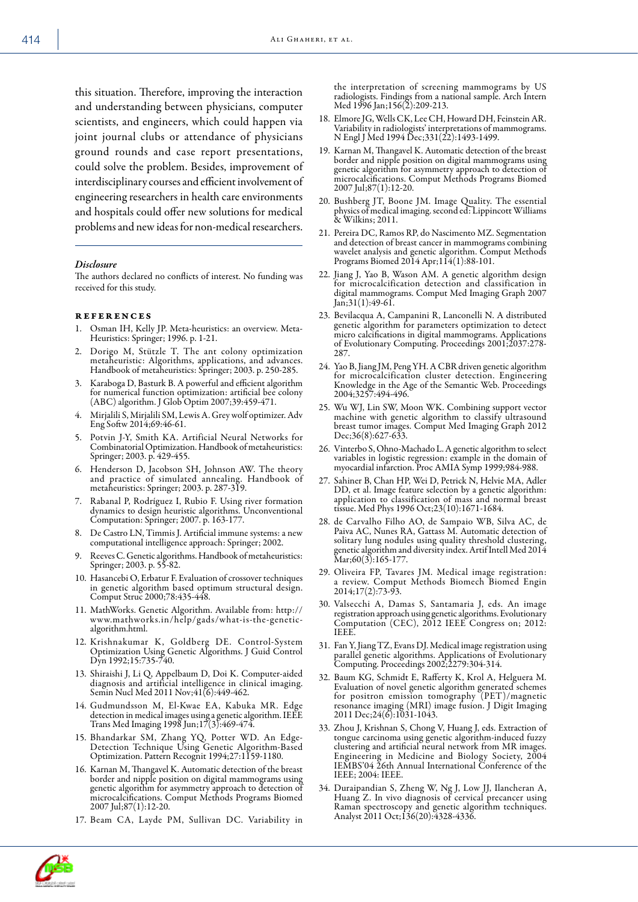this situation. Therefore, improving the interaction and understanding between physicians, computer scientists, and engineers, which could happen via joint journal clubs or attendance of physicians ground rounds and case report presentations, could solve the problem. Besides, improvement of interdisciplinary courses and efficient involvement of engineering researchers in health care environments and hospitals could offer new solutions for medical problems and new ideas for non-medical researchers.

---

*Disclosure*

The authors declared no conflicts of interest. No funding was received for this study.

## References

1. Osman IH, Kelly JP. Meta-heuristics: an overview. Meta-Heuristics: Springer; 1996. p. 1-21.
2. Dorigo M, Stützle T. The ant colony optimization metaheuristic: Algorithms, applications, and advances. Handbook of metaheuristics: Springer; 2003. p. 250-285.
3. Karaboga D, Basturk B. A powerful and efficient algorithm for numerical function optimization: artificial bee colony (ABC) algorithm. J Glob Optim 2007;39:459-471.
4. Mirjalili S, Mirjalili SM, Lewis A. Grey wolf optimizer. Adv Eng Softw 2014;69:46-61.
5. Potvin J-Y, Smith KA. Artificial Neural Networks for Combinatorial Optimization. Handbook of metaheuristics: Springer; 2003. p. 429-455.
6. Henderson D, Jacobson SH, Johnson AW. The theory and practice of simulated annealing. Handbook of metaheuristics: Springer; 2003. p. 287-319.
7. Rabanal P, Rodríguez I, Rubio F. Using river formation dynamics to design heuristic algorithms. Unconventional Computation: Springer; 2007. p. 163-177.
8. De Castro LN, Timmis J. Artificial immune systems: a new computational intelligence approach: Springer; 2002.
9. Reeves C. Genetic algorithms. Handbook of metaheuristics: Springer; 2003. p. 55-82.
10. Hasancebi O, Erbatur F. Evaluation of crossover techniques in genetic algorithm based optimum structural design. Comput Struc 2000;78:435-448.
11. MathWorks. Genetic Algorithm. Available from: http://www.mathworks.in/help/gads/what-is-the-genetic-algorithm.html.
12. Krishnakumar K, Goldberg DE. Control-System Optimization Using Genetic Algorithms. J Guid Control Dyn 1992;15:735-740.
13. Shiraishi J, Li Q, Appelbaum D, Doi K. Computer-aided diagnosis and artificial intelligence in clinical imaging. Semin Nucl Med 2011 Nov;41(6):449-462.
14. Gudmundsson M, El-Kwae EA, Kabuka MR. Edge detection in medical images using a genetic algorithm. IEEE Trans Med Imaging 1998 Jun;17(3):469-474.
15. Bhandarkar SM, Zhang YQ, Potter WD. An Edge-Detection Technique Using Genetic Algorithm-Based Optimization. Pattern Recognit 1994;27:1159-1180.
16. Karnan M, Thangavel K. Automatic detection of the breast border and nipple position on digital mammograms using genetic algorithm for asymmetry approach to detection of microcalcifications. Comput Methods Programs Biomed 2007 Jul;87(1):12-20.
17. Beam CA, Layde PM, Sullivan DC. Variability in the interpretation of screening mammograms by US radiologists. Findings from a national sample. Arch Intern Med 1996 Jan;156(2):209-213.
18. Elmore JG, Wells CK, Lee CH, Howard DH, Feinstein AR. Variability in radiologists' interpretations of mammograms. N Engl J Med 1994 Dec;331(22):1493-1499.
19. Karnan M, Thangavel K. Automatic detection of the breast border and nipple position on digital mammograms using genetic algorithm for asymmetry approach to detection of microcalcifications. Comput Methods Programs Biomed 2007 Jul;87(1):12-20.
20. Bushberg JT, Boone JM. Image Quality. The essential physics of medical imaging. second ed: Lippincott Williams & Wilkins; 2011.
21. Pereira DC, Ramos RP, do Nascimento MZ. Segmentation and detection of breast cancer in mammograms combining wavelet analysis and genetic algorithm. Comput Methods Programs Biomed 2014 Apr;114(1):88-101.
22. Jiang J, Yao B, Wason AM. A genetic algorithm design for microcalcification detection and classification in digital mammograms. Comput Med Imaging Graph 2007 Jan;31(1):49-61.
23. Bevilacqua A, Campanini R, Lanconelli N. A distributed genetic algorithm for parameters optimization to detect micro calcifications in digital mammograms. Applications of Evolutionary Computing. Proceedings 2001;2037:278-287.
24. Yao B, Jiang JM, Peng YH. A CBR driven genetic algorithm for microcalcification cluster detection. Engineering Knowledge in the Age of the Semantic Web. Proceedings 2004;3257:494-496.
25. Wu WJ, Lin SW, Moon WK. Combining support vector machine with genetic algorithm to classify ultrasound breast tumor images. Comput Med Imaging Graph 2012 Dec;36(8):627-633.
26. Vinterbo S, Ohno-Machado L. A genetic algorithm to select variables in logistic regression: example in the domain of myocardial infarction. Proc AMIA Symp 1999;984-988.
27. Sahiner B, Chan HP, Wei D, Petrick N, Helvie MA, Adler DD, et al. Image feature selection by a genetic algorithm: application to classification of mass and normal breast tissue. Med Phys 1996 Oct;23(10):1671-1684.
28. de Carvalho Filho AO, de Sampaio WB, Silva AC, de Paiva AC, Nunes RA, Gattass M. Automatic detection of solitary lung nodules using quality threshold clustering, genetic algorithm and diversity index. Artif Intell Med 2014 Mar;60(3):165-177.
29. Oliveira FP, Tavares JM. Medical image registration: a review. Comput Methods Biomech Biomed Engin 2014;17(2):73-93.
30. Valsecchi A, Damas S, Santamaria J, eds. An image registration approach using genetic algorithms. Evolutionary Computation (CEC), 2012 IEEE Congress on; 2012: IEEE.
31. Fan Y, Jiang TZ, Evans DJ. Medical image registration using parallel genetic algorithms. Applications of Evolutionary Computing. Proceedings 2002;2279:304-314.
32. Baum KG, Schmidt E, Rafferty K, Krol A, Helguera M. Evaluation of novel genetic algorithm generated schemes for positron emission tomography (PET)/magnetic resonance imaging (MRI) image fusion. J Digit Imaging 2011 Dec;24(6):1031-1043.
33. Zhou J, Krishnan S, Chong V, Huang J, eds. Extraction of tongue carcinoma using genetic algorithm-induced fuzzy clustering and artificial neural network from MR images. Engineering in Medicine and Biology Society, 2004 IEMBS'04 26th Annual International Conference of the IEEE; 2004: IEEE.
34. Duraipandian S, Zheng W, Ng J, Low JJ, Ilancheran A, Huang Z. In vivo diagnosis of cervical precancer using Raman spectroscopy and genetic algorithm techniques. Analyst 2011 Oct;136(20):4328-4336.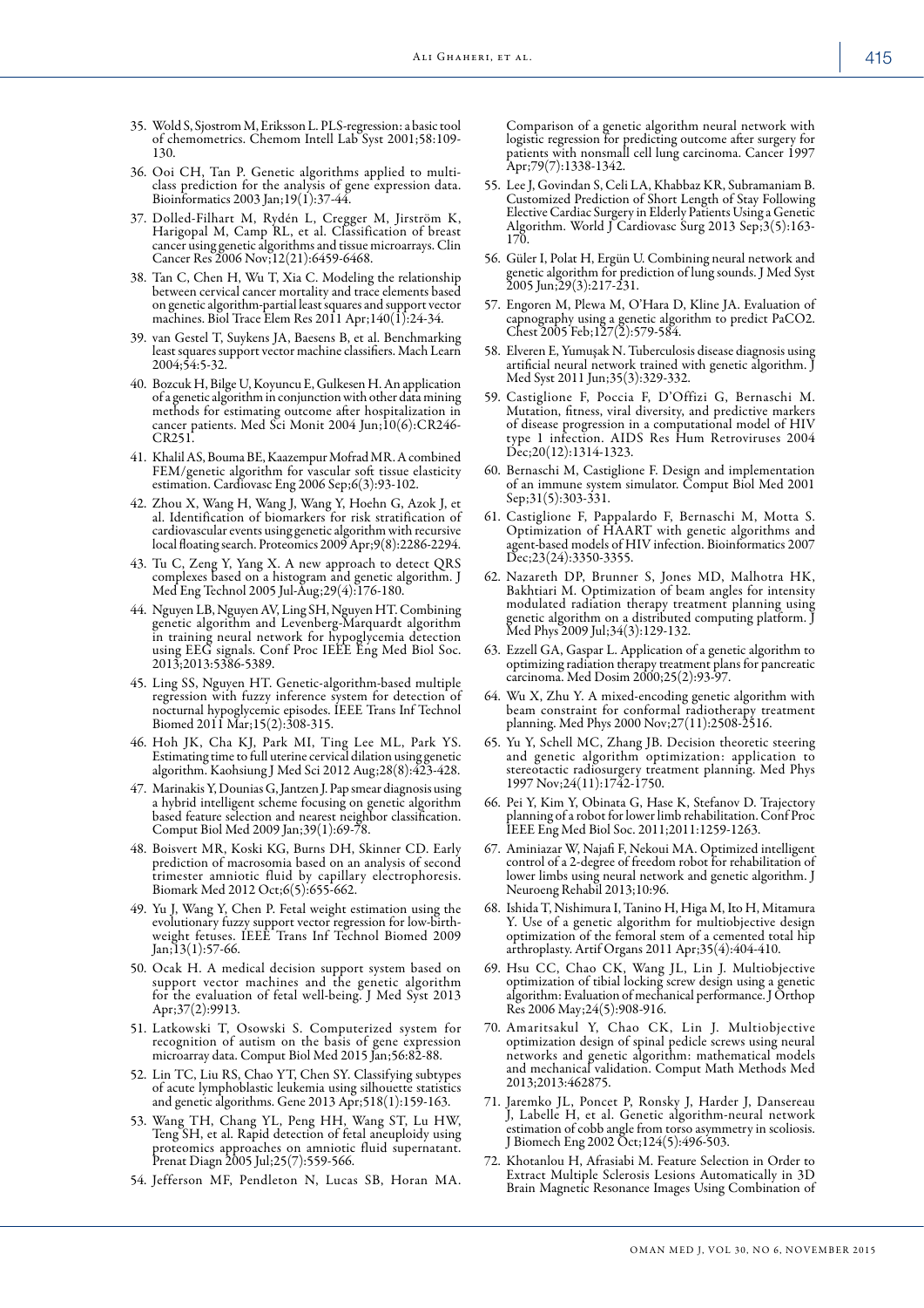35. Wold S, Sjostrom M, Eriksson L. PLS-regression: a basic tool of chemometrics. Chemom Intell Lab Syst 2001;58:109-130.
36. Ooi CH, Tan P. Genetic algorithms applied to multi-class prediction for the analysis of gene expression data. Bioinformatics 2003 Jan;19(1):37-44.
37. Dolled-Filhart M, Rydén L, Cregger M, Jirström K, Harigopal M, Camp RL, et al. Classification of breast cancer using genetic algorithms and tissue microarrays. Clin Cancer Res 2006 Nov;12(21):6459-6468.
38. Tan C, Chen H, Wu T, Xia C. Modeling the relationship between cervical cancer mortality and trace elements based on genetic algorithm-partial least squares and support vector machines. Biol Trace Elem Res 2011 Apr;140(1):24-34.
39. van Gestel T, Suykens JA, Baesens B, et al. Benchmarking least squares support vector machine classifiers. Mach Learn 2004;54:5-32.
40. Bozcuk H, Bilge U, Koyuncu E, Gulkesen H. An application of a genetic algorithm in conjunction with other data mining methods for estimating outcome after hospitalization in cancer patients. Med Sci Monit 2004 Jun;10(6):CR246-CR251.
41. Khalil AS, Bouma BE, Kaazempur Mofrad MR. A combined FEM/genetic algorithm for vascular soft tissue elasticity estimation. Cardiovasc Eng 2006 Sep;6(3):93-102.
42. Zhou X, Wang H, Wang J, Wang Y, Hoehn G, Azok J, et al. Identification of biomarkers for risk stratification of cardiovascular events using genetic algorithm with recursive local floating search. Proteomics 2009 Apr;9(8):2286-2294.
43. Tu C, Zeng Y, Yang X. A new approach to detect QRS complexes based on a histogram and genetic algorithm. J Med Eng Technol 2005 Jul-Aug;29(4):176-180.
44. Nguyen LB, Nguyen AV, Ling SH, Nguyen HT. Combining genetic algorithm and Levenberg-Marquardt algorithm in training neural network for hypoglycemia detection using EEG signals. Conf Proc IEEE Eng Med Biol Soc. 2013;2013:5386-5389.
45. Ling SS, Nguyen HT. Genetic-algorithm-based multiple regression with fuzzy inference system for detection of nocturnal hypoglycemic episodes. IEEE Trans Inf Technol Biomed 2011 Mar;15(2):308-315.
46. Hoh JK, Cha KJ, Park MI, Ting Lee ML, Park YS. Estimating time to full uterine cervical dilation using genetic algorithm. Kaohsiung J Med Sci 2012 Aug;28(8):423-428.
47. Marinakis Y, Dounias G, Jantzen J. Pap smear diagnosis using a hybrid intelligent scheme focusing on genetic algorithm based feature selection and nearest neighbor classification. Comput Biol Med 2009 Jan;39(1):69-78.
48. Boisvert MR, Koski KG, Burns DH, Skinner CD. Early prediction of macrosomia based on an analysis of second trimester amniotic fluid by capillary electrophoresis. Biomark Med 2012 Oct;6(5):655-662.
49. Yu J, Wang Y, Chen P. Fetal weight estimation using the evolutionary fuzzy support vector regression for low-birth-weight fetuses. IEEE Trans Inf Technol Biomed 2009 Jan;13(1):57-66.
50. Ocak H. A medical decision support system based on support vector machines and the genetic algorithm for the evaluation of fetal well-being. J Med Syst 2013 Apr;37(2):9913.
51. Latkowski T, Osowski S. Computerized system for recognition of autism on the basis of gene expression microarray data. Comput Biol Med 2015 Jan;56:82-88.
52. Lin TC, Liu RS, Chao YT, Chen SY. Classifying subtypes of acute lymphoblastic leukemia using silhouette statistics and genetic algorithms. Gene 2013 Apr;518(1):159-163.
53. Wang TH, Chang YL, Peng HH, Wang ST, Lu HW, Teng SH, et al. Rapid detection of fetal aneuploidy using proteomics approaches on amniotic fluid supernatant. Prenat Diagn 2005 Jul;25(7):559-566.
54. Jefferson MF, Pendleton N, Lucas SB, Horan MA. Comparison of a genetic algorithm neural network with logistic regression for predicting outcome after surgery for patients with nonsmall cell lung carcinoma. Cancer 1997 Apr;79(7):1338-1342.
55. Lee J, Govindan S, Celi LA, Khabbaz KR, Subramaniam B. Customized Prediction of Short Length of Stay Following Elective Cardiac Surgery in Elderly Patients Using a Genetic Algorithm. World J Cardiovasc Surg 2013 Sep;3(5):163-170.
56. Güler I, Polat H, Ergün U. Combining neural network and genetic algorithm for prediction of lung sounds. J Med Syst 2005 Jun;29(3):217-231.
57. Engoren M, Plewa M, O'Hara D, Kline JA. Evaluation of capnography using a genetic algorithm to predict PaCO2. Chest 2005 Feb;127(2):579-584.
58. Elveren E, Yumuşak N. Tuberculosis disease diagnosis using artificial neural network trained with genetic algorithm. J Med Syst 2011 Jun;35(3):329-332.
59. Castiglione F, Poccia F, D'Offizi G, Bernaschi M. Mutation, fitness, viral diversity, and predictive markers of disease progression in a computational model of HIV type 1 infection. AIDS Res Hum Retroviruses 2004 Dec;20(12):1314-1323.
60. Bernaschi M, Castiglione F. Design and implementation of an immune system simulator. Comput Biol Med 2001 Sep;31(5):303-331.
61. Castiglione F, Pappalardo F, Bernaschi M, Motta S. Optimization of HAART with genetic algorithms and agent-based models of HIV infection. Bioinformatics 2007 Dec;23(24):3350-3355.
62. Nazareth DP, Brunner S, Jones MD, Malhotra HK, Bakhtiari M. Optimization of beam angles for intensity modulated radiation therapy treatment planning using genetic algorithm on a distributed computing platform. J Med Phys 2009 Jul;34(3):129-132.
63. Ezzell GA, Gaspar L. Application of a genetic algorithm to optimizing radiation therapy treatment plans for pancreatic carcinoma. Med Dosim 2000;25(2):93-97.
64. Wu X, Zhu Y. A mixed-encoding genetic algorithm with beam constraint for conformal radiotherapy treatment planning. Med Phys 2000 Nov;27(11):2508-2516.
65. Yu Y, Schell MC, Zhang JB. Decision theoretic steering and genetic algorithm optimization: application to stereotactic radiosurgery treatment planning. Med Phys 1997 Nov;24(11):1742-1750.
66. Pei Y, Kim Y, Obinata G, Hase K, Stefanov D. Trajectory planning of a robot for lower limb rehabilitation. Conf Proc IEEE Eng Med Biol Soc. 2011;2011:1259-1263.
67. Aminiazar W, Najafi F, Nekoui MA. Optimized intelligent control of a 2-degree of freedom robot for rehabilitation of lower limbs using neural network and genetic algorithm. J Neuroeng Rehabil 2013;10:96.
68. Ishida T, Nishimura I, Tanino H, Higa M, Ito H, Mitamura Y. Use of a genetic algorithm for multiobjective design optimization of the femoral stem of a cemented total hip arthroplasty. Artif Organs 2011 Apr;35(4):404-410.
69. Hsu CC, Chao CK, Wang JL, Lin J. Multiobjective optimization of tibial locking screw design using a genetic algorithm: Evaluation of mechanical performance. J Orthop Res 2006 May;24(5):908-916.
70. Amaritsakul Y, Chao CK, Lin J. Multiobjective optimization design of spinal pedicle screws using neural networks and genetic algorithm: mathematical models and mechanical validation. Comput Math Methods Med 2013;2013:462875.
71. Jaremko JL, Poncet P, Ronsky J, Harder J, Dansereau J, Labelle H, et al. Genetic algorithm-neural network estimation of cobb angle from torso asymmetry in scoliosis. J Biomech Eng 2002 Oct;124(5):496-503.
72. Khotanlou H, Afrasiabi M. Feature Selection in Order to Extract Multiple Sclerosis Lesions Automatically in 3D Brain Magnetic Resonance Images Using Combination of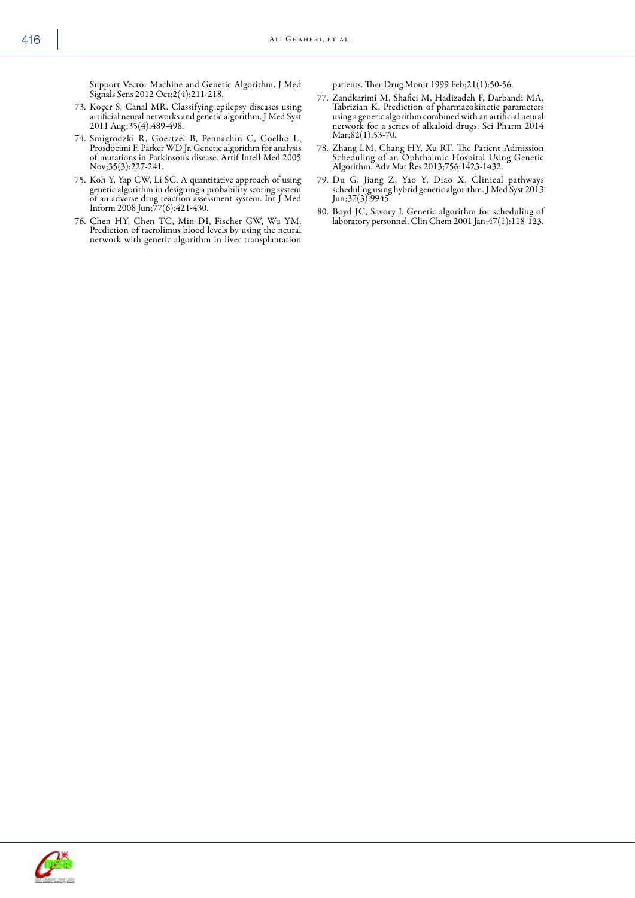Support Vector Machine and Genetic Algorithm. J Med Signals Sens 2012 Oct;2(4):211-218.

73. Koçer S, Canal MR. Classifying epilepsy diseases using artificial neural networks and genetic algorithm. J Med Syst 2011 Aug;35(4):489-498.
74. Smigrodzki R, Goertzel B, Pennachin C, Coelho L, Prosdocimi F, Parker WD Jr. Genetic algorithm for analysis of mutations in Parkinson's disease. Artif Intell Med 2005 Nov;35(3):227-241.
75. Koh Y, Yap CW, Li SC. A quantitative approach of using genetic algorithm in designing a probability scoring system of an adverse drug reaction assessment system. Int J Med Inform 2008 Jun;77(6):421-430.
76. Chen HY, Chen TC, Min DI, Fischer GW, Wu YM. Prediction of tacrolimus blood levels by using the neural network with genetic algorithm in liver transplantation patients. Ther Drug Monit 1999 Feb;21(1):50-56.
77. Zandkarimi M, Shafiei M, Hadizadeh F, Darbandi MA, Tabrizian K. Prediction of pharmacokinetic parameters using a genetic algorithm combined with an artificial neural network for a series of alkaloid drugs. Sci Pharm 2014 Mar;82(1):53-70.
78. Zhang LM, Chang HY, Xu RT. The Patient Admission Scheduling of an Ophthalmic Hospital Using Genetic Algorithm. Adv Mat Res 2013;756:1423-1432.
79. Du G, Jiang Z, Yao Y, Diao X. Clinical pathways scheduling using hybrid genetic algorithm. J Med Syst 2013 Jun;37(3):9945.
80. Boyd JC, Savory J. Genetic algorithm for scheduling of laboratory personnel. Clin Chem 2001 Jan;47(1):118-123.